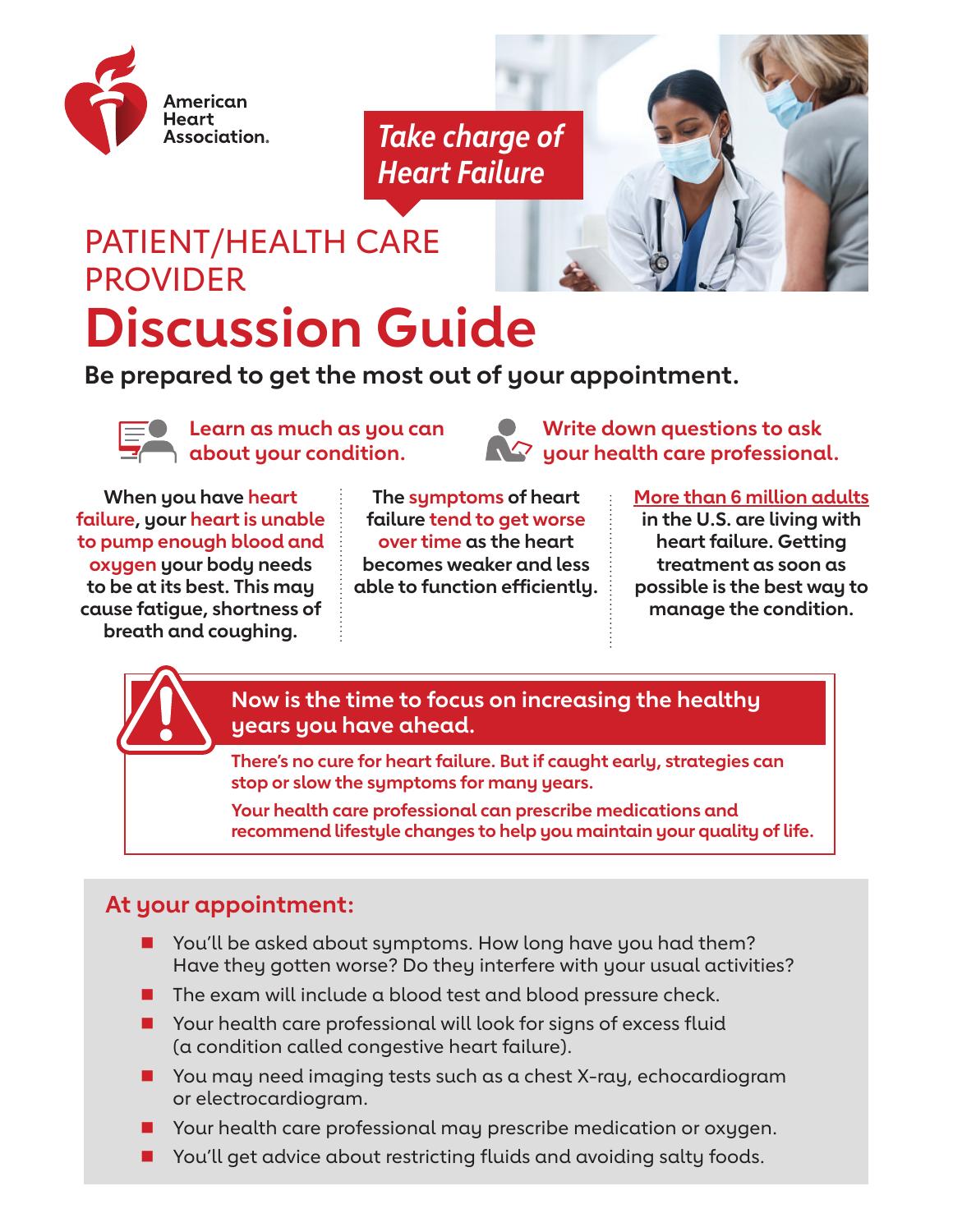American Heart Association.

*Take charge of Heart Failure*

# PATIENT/HEALTH CARE PROVIDER Discussion Guide

**Be prepared to get the most out of your appointment.**

**Learn as much as you can about your condition.**

**Write down questions to ask your health care professional.**

**When you have heart failure, your heart is unable to pump enough blood and oxygen your body needs to be at its best. This may cause fatigue, shortness of breath and coughing.**

**The symptoms of heart failure tend to get worse over time as the heart becomes weaker and less able to function efficiently.**

**More than 6 million adults in the U.S. are living with heart failure. Getting treatment as soon as possible is the best way to manage the condition.**

**Now is the time to focus on increasing the healthy years you have ahead.**

**There's no cure for heart failure. But if caught early, strategies can stop or slow the symptoms for many years.**

**Your health care professional can prescribe medications and recommend lifestyle changes to help you maintain your quality of life.**

## At your appointment:

- You'll be asked about symptoms. How long have you had them? Have they gotten worse? Do they interfere with your usual activities?
- The exam will include a blood test and blood pressure check.
- Your health care professional will look for signs of excess fluid (a condition called congestive heart failure).
- You may need imaging tests such as a chest X-ray, echocardiogram or electrocardiogram.
- Your health care professional may prescribe medication or oxygen.
- You'll get advice about restricting fluids and avoiding salty foods.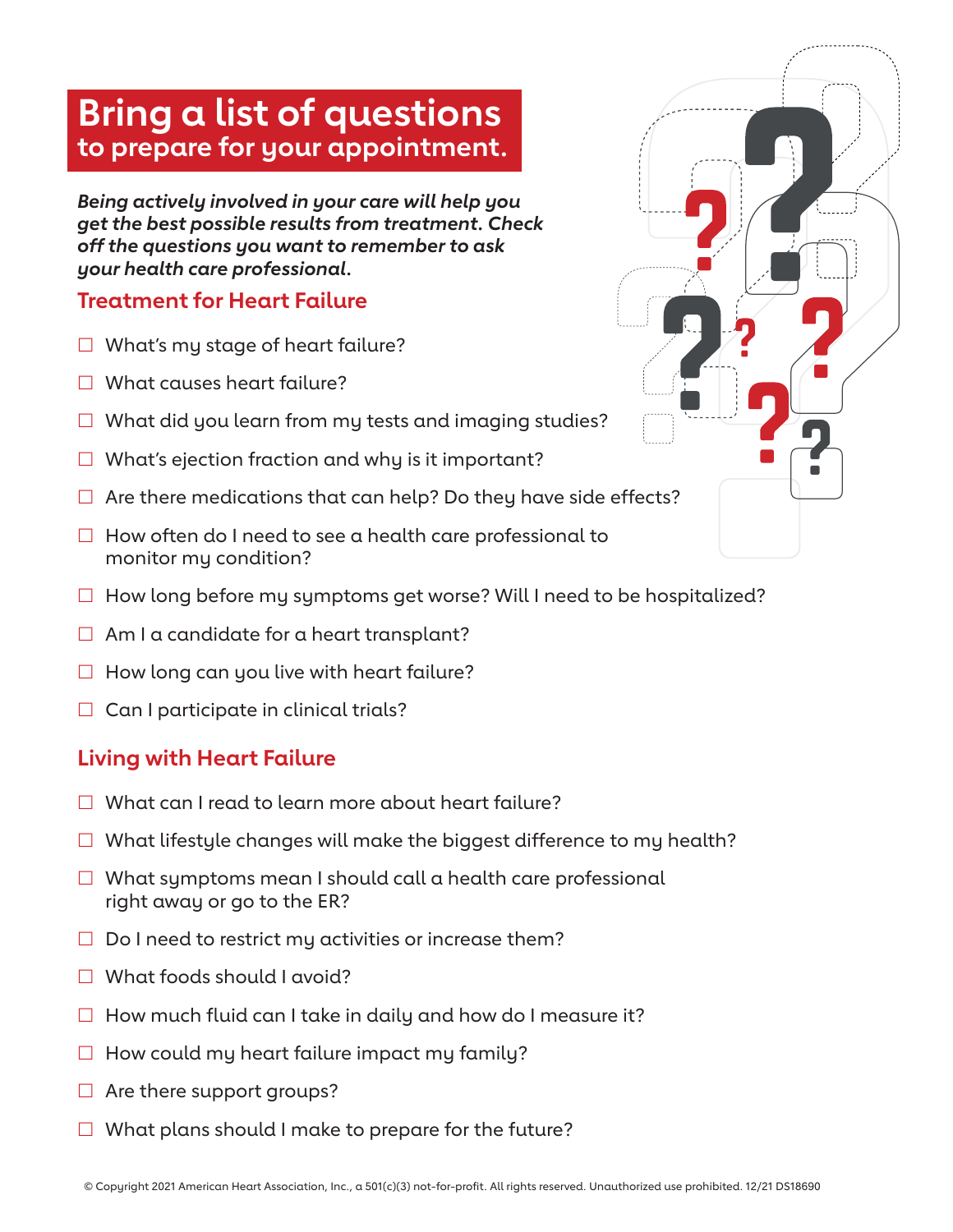# Bring a list of questions
## to prepare for your appointment.

***Being actively involved in your care will help you get the best possible results from treatment. Check off the questions you want to remember to ask your health care professional.***

## Treatment for Heart Failure

- ☐ What's my stage of heart failure?
- ☐ What causes heart failure?
- ☐ What did you learn from my tests and imaging studies?
- ☐ What's ejection fraction and why is it important?
- ☐ Are there medications that can help? Do they have side effects?
- ☐ How often do I need to see a health care professional to monitor my condition?
- ☐ How long before my symptoms get worse? Will I need to be hospitalized?
- ☐ Am I a candidate for a heart transplant?
- ☐ How long can you live with heart failure?
- ☐ Can I participate in clinical trials?

## Living with Heart Failure

- ☐ What can I read to learn more about heart failure?
- ☐ What lifestyle changes will make the biggest difference to my health?
- ☐ What symptoms mean I should call a health care professional right away or go to the ER?
- ☐ Do I need to restrict my activities or increase them?
- ☐ What foods should I avoid?
- ☐ How much fluid can I take in daily and how do I measure it?
- ☐ How could my heart failure impact my family?
- ☐ Are there support groups?
- ☐ What plans should I make to prepare for the future?

© Copyright 2021 American Heart Association, Inc., a 501(c)(3) not-for-profit. All rights reserved. Unauthorized use prohibited. 12/21 DS18690